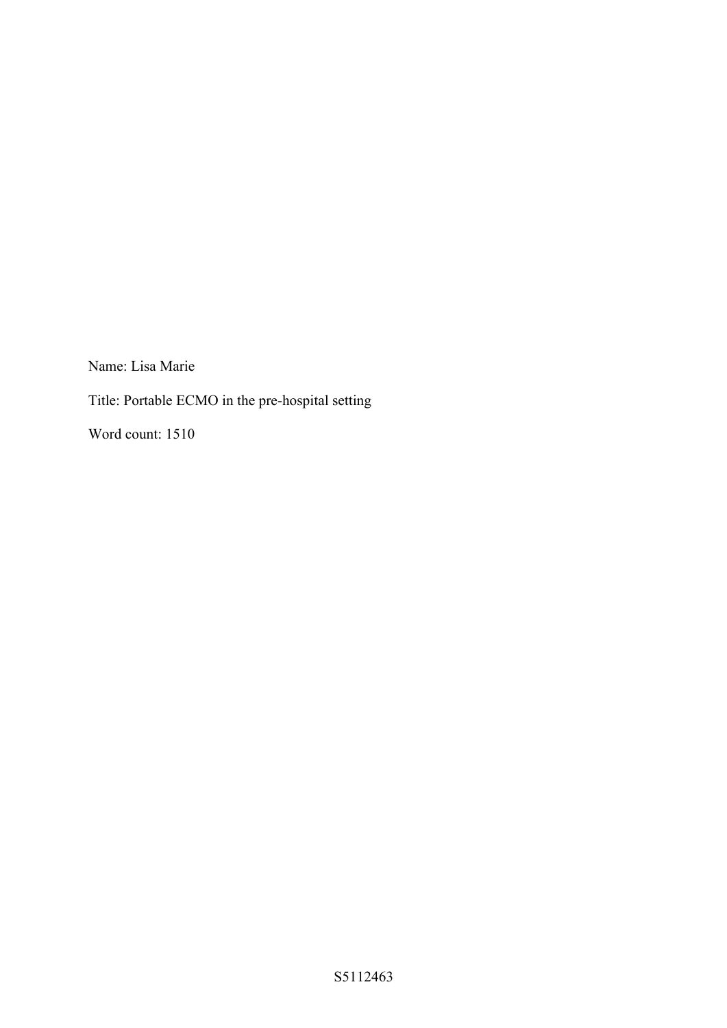Name: Lisa Marie

Title: Portable ECMO in the pre-hospital setting

Word count: 1510

S5112463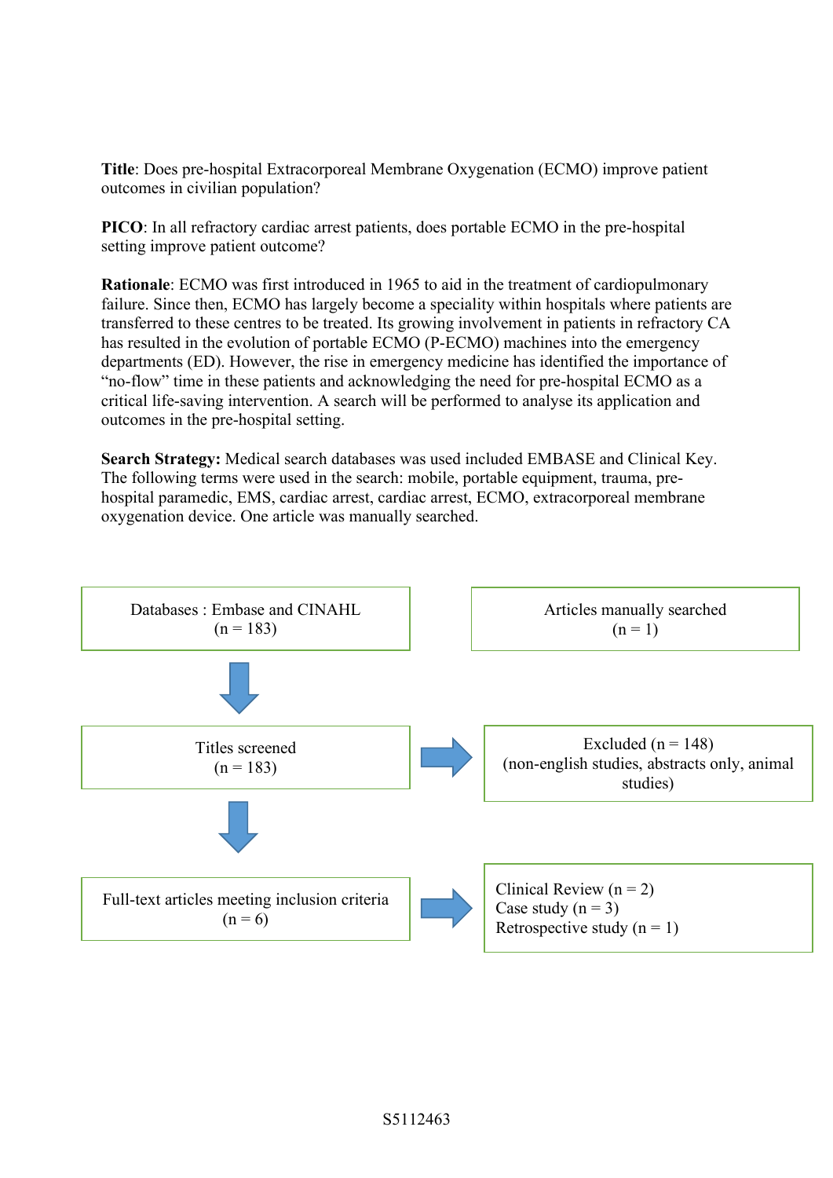**Title**: Does pre-hospital Extracorporeal Membrane Oxygenation (ECMO) improve patient outcomes in civilian population?

**PICO**: In all refractory cardiac arrest patients, does portable ECMO in the pre-hospital setting improve patient outcome?

**Rationale**: ECMO was first introduced in 1965 to aid in the treatment of cardiopulmonary failure. Since then, ECMO has largely become a speciality within hospitals where patients are transferred to these centres to be treated. Its growing involvement in patients in refractory CA has resulted in the evolution of portable ECMO (P-ECMO) machines into the emergency departments (ED). However, the rise in emergency medicine has identified the importance of "no-flow" time in these patients and acknowledging the need for pre-hospital ECMO as a critical life-saving intervention. A search will be performed to analyse its application and outcomes in the pre-hospital setting.

**Search Strategy:** Medical search databases was used included EMBASE and Clinical Key. The following terms were used in the search: mobile, portable equipment, trauma, pre-hospital paramedic, EMS, cardiac arrest, cardiac arrest, ECMO, extracorporeal membrane oxygenation device. One article was manually searched.

Databases : Embase and CINAHL (n = 183)

Articles manually searched (n = 1)

↓

Titles screened (n = 183) → Excluded (n = 148) (non-english studies, abstracts only, animal studies)

↓

Full-text articles meeting inclusion criteria (n = 6) →
- Clinical Review (n = 2)
- Case study (n = 3)
- Retrospective study (n = 1)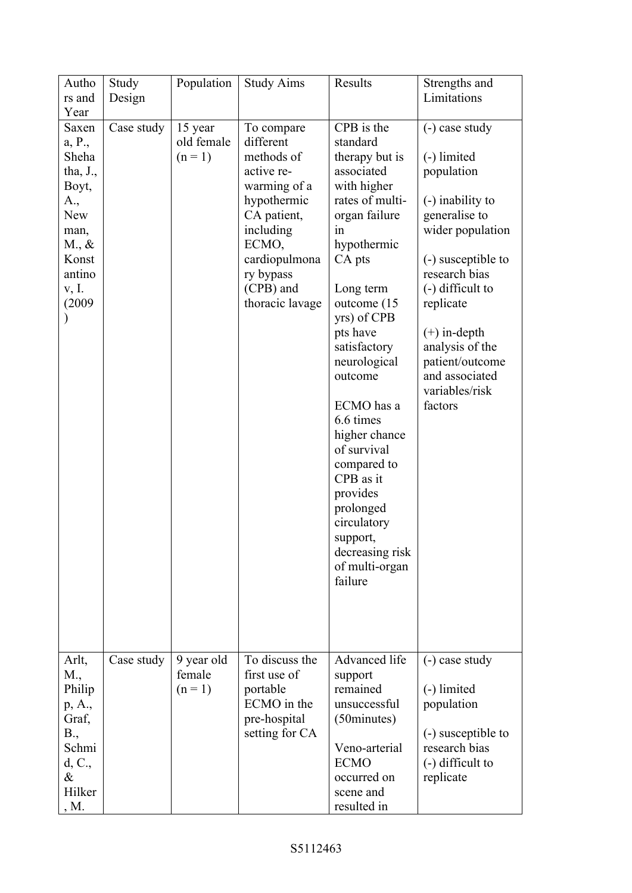| Authors and Year | Study Design | Population | Study Aims | Results | Strengths and Limitations |
|---|---|---|---|---|---|
| Saxena, P., Shehatha, J., Boyt, A., Newman, M., & Konstantinov, I. (2009) | Case study | 15 year old female (n = 1) | To compare different methods of active re-warming of a hypothermic CA patient, including ECMO, cardiopulmonary bypass (CPB) and thoracic lavage | CPB is the standard therapy but is associated with higher rates of multi-organ failure in hypothermic CA pts<br><br>Long term outcome (15 yrs) of CPB pts have satisfactory neurological outcome<br><br>ECMO has a 6.6 times higher chance of survival compared to CPB as it provides prolonged circulatory support, decreasing risk of multi-organ failure | (-) case study<br><br>(-) limited population<br><br>(-) inability to generalise to wider population<br><br>(-) susceptible to research bias<br>(-) difficult to replicate<br><br>(+) in-depth analysis of the patient/outcome and associated variables/risk factors |
| Arlt, M., Philipp, A., Graf, B., Schmid, C., & Hilker, M. | Case study | 9 year old female (n = 1) | To discuss the first use of portable ECMO in the pre-hospital setting for CA | Advanced life support remained unsuccessful (50minutes)<br><br>Veno-arterial ECMO occurred on scene and resulted in | (-) case study<br><br>(-) limited population<br><br>(-) susceptible to research bias<br>(-) difficult to replicate |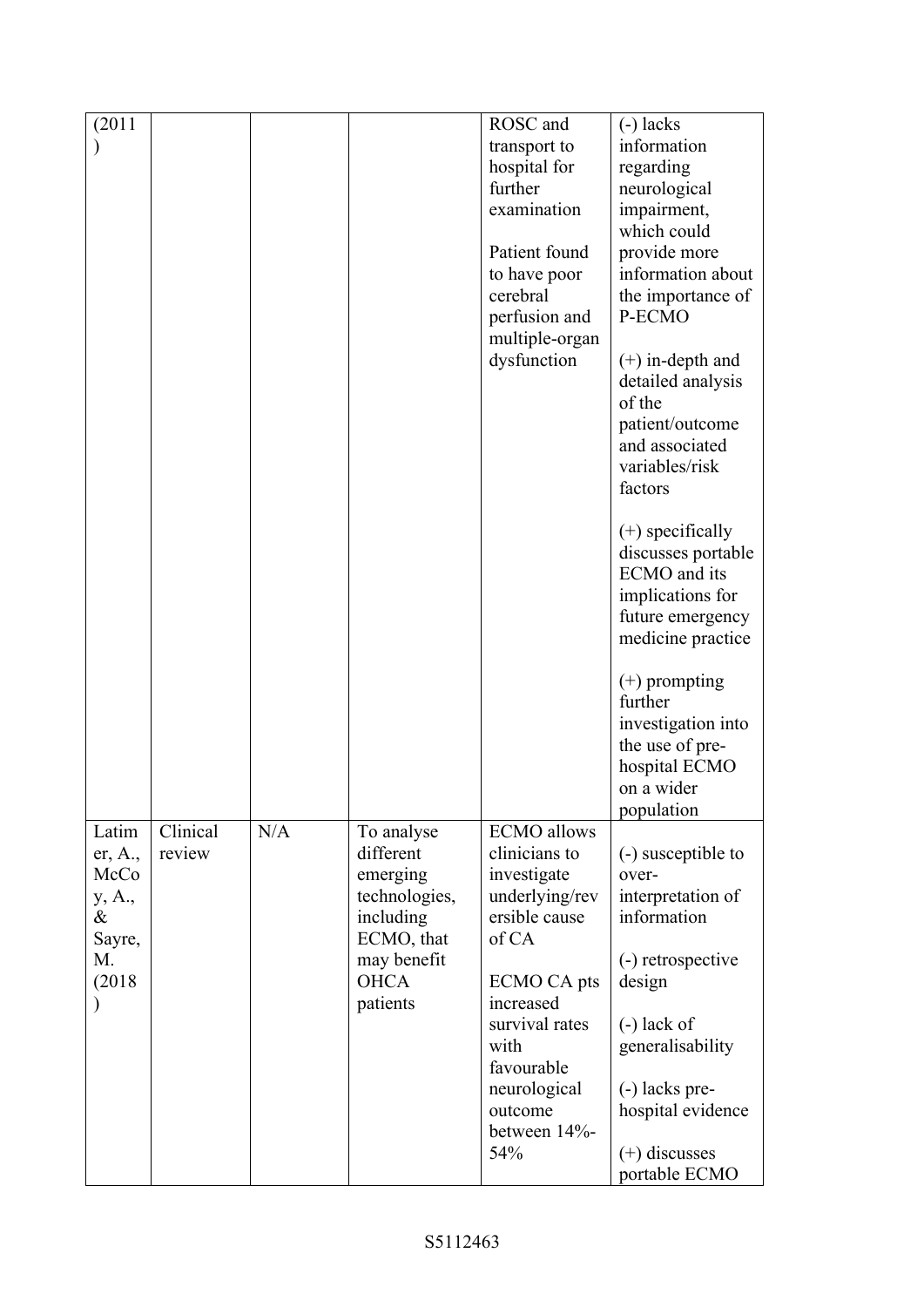| (2011) | | | | ROSC and transport to hospital for further examination<br><br>Patient found to have poor cerebral perfusion and multiple-organ dysfunction | (-) lacks information regarding neurological impairment, which could provide more information about the importance of P-ECMO<br><br>(+) in-depth and detailed analysis of the patient/outcome and associated variables/risk factors<br><br>(+) specifically discusses portable ECMO and its implications for future emergency medicine practice<br><br>(+) prompting further investigation into the use of pre-hospital ECMO on a wider population |
|---|---|---|---|---|---|
| Latimer, A., McCoy, A., & Sayre, M. (2018) | Clinical review | N/A | To analyse different emerging technologies, including ECMO, that may benefit OHCA patients | ECMO allows clinicians to investigate underlying/reversible cause of CA<br><br>ECMO CA pts increased survival rates with favourable neurological outcome between 14%-54% | (-) susceptible to over-interpretation of information<br><br>(-) retrospective design<br><br>(-) lack of generalisability<br><br>(-) lacks pre-hospital evidence<br><br>(+) discusses portable ECMO |

S5112463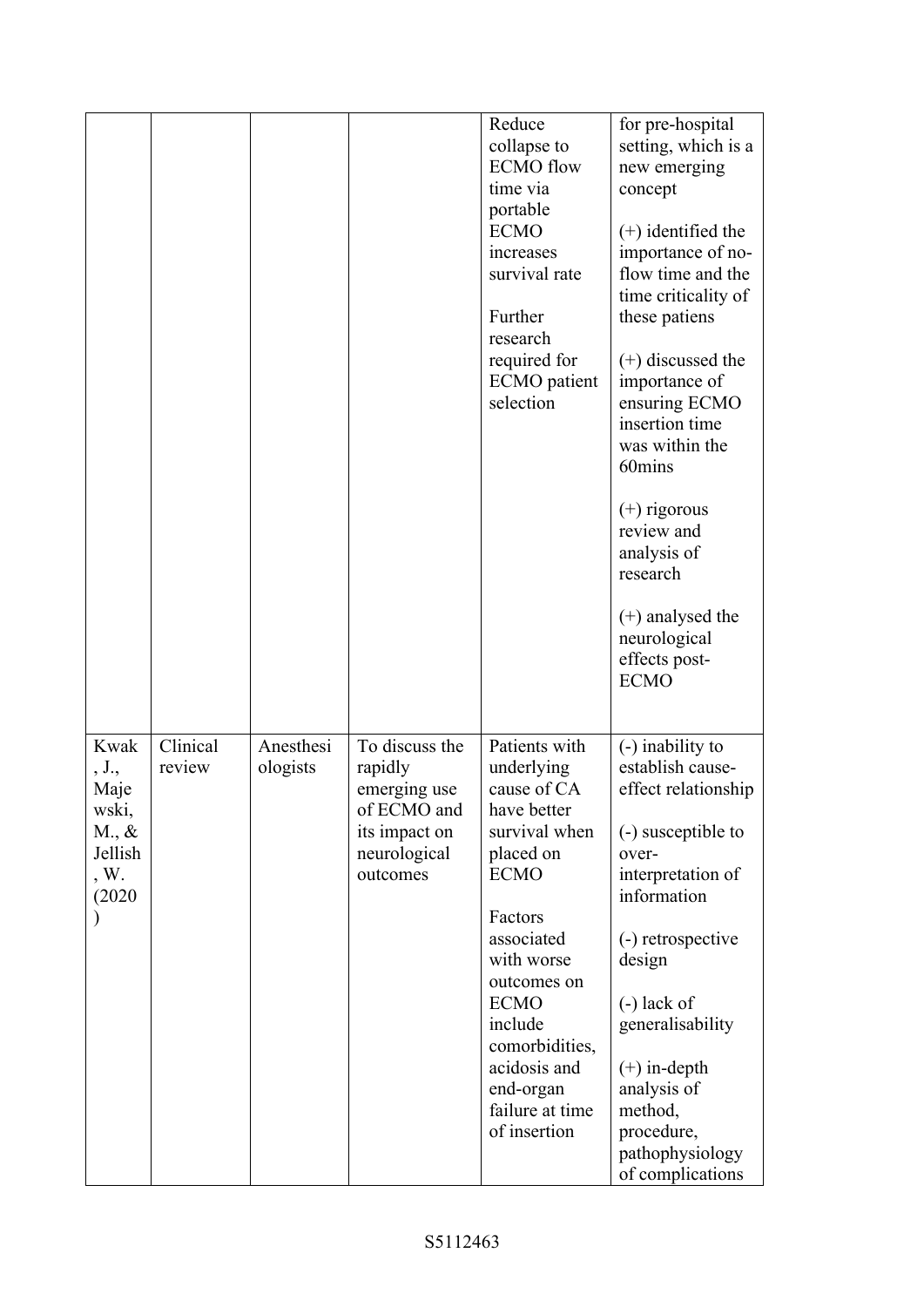| | | | | Reduce collapse to ECMO flow time via portable ECMO increases survival rate<br><br>Further research required for ECMO patient selection | for pre-hospital setting, which is a new emerging concept<br><br>(+) identified the importance of no-flow time and the time criticality of these patiens<br><br>(+) discussed the importance of ensuring ECMO insertion time was within the 60mins<br><br>(+) rigorous review and analysis of research<br><br>(+) analysed the neurological effects post-ECMO |
|---|---|---|---|---|---|
| Kwak, J., Majewski, M., & Jellish, W. (2020) | Clinical review | Anesthesiologists | To discuss the rapidly emerging use of ECMO and its impact on neurological outcomes | Patients with underlying cause of CA have better survival when placed on ECMO<br><br>Factors associated with worse outcomes on ECMO include comorbidities, acidosis and end-organ failure at time of insertion | (-) inability to establish cause-effect relationship<br><br>(-) susceptible to over-interpretation of information<br><br>(-) retrospective design<br><br>(-) lack of generalisability<br><br>(+) in-depth analysis of method, procedure, pathophysiology of complications |

S5112463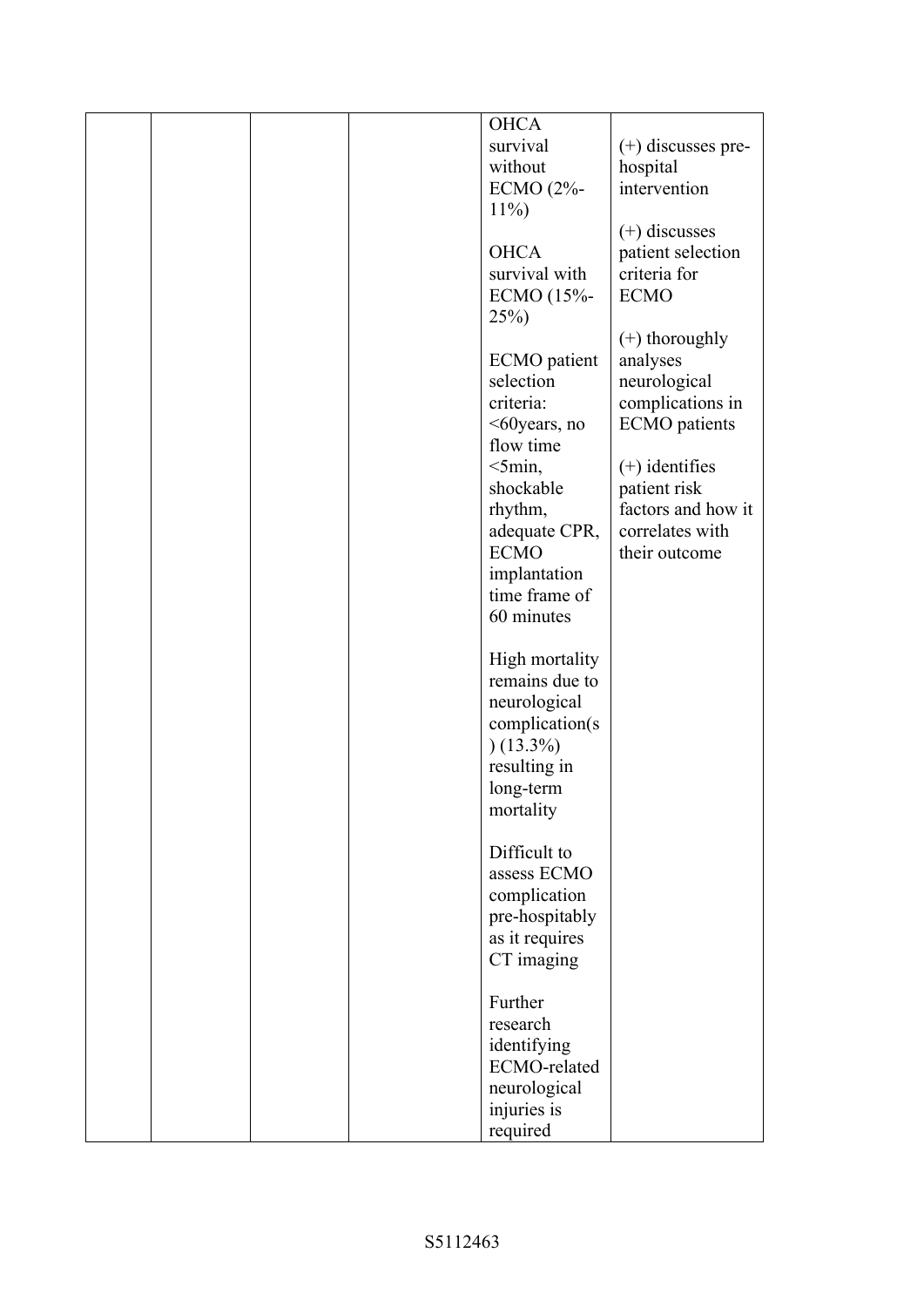|  |  |  |  |  |  |
|---|---|---|---|---|---|
|  |  |  |  | OHCA survival without ECMO (2%-11%)<br><br>OHCA survival with ECMO (15%-25%)<br><br>ECMO patient selection criteria: <60years, no flow time <5min, shockable rhythm, adequate CPR, ECMO implantation time frame of 60 minutes<br><br>High mortality remains due to neurological complication(s) (13.3%) resulting in long-term mortality<br><br>Difficult to assess ECMO complication pre-hospitably as it requires CT imaging<br><br>Further research identifying ECMO-related neurological injuries is required | (+) discusses pre-hospital intervention<br><br>(+) discusses patient selection criteria for ECMO<br><br>(+) thoroughly analyses neurological complications in ECMO patients<br><br>(+) identifies patient risk factors and how it correlates with their outcome |

S5112463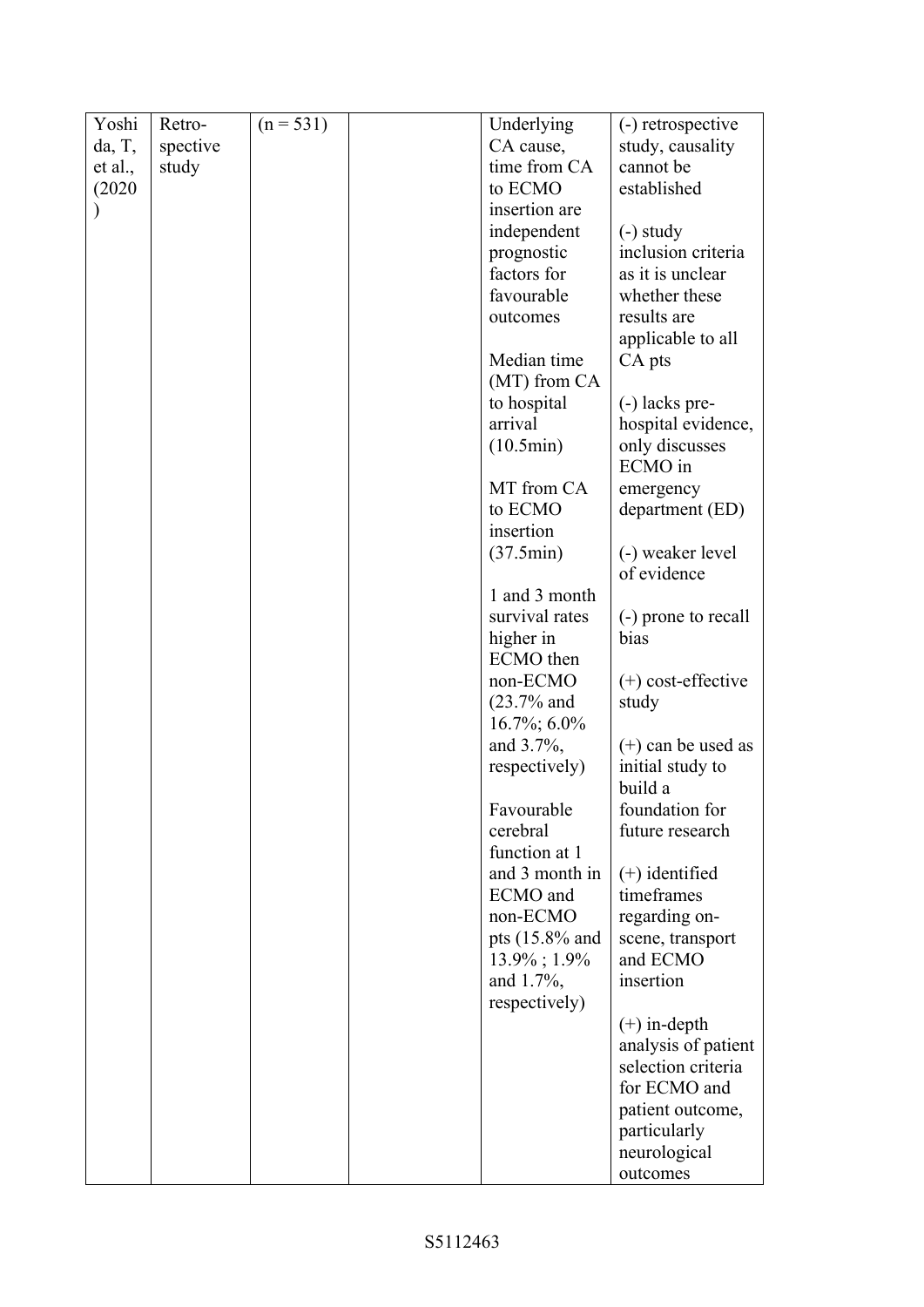| Yoshida, T, et al., (2020) | Retro-spective study | (n = 531) | | Underlying CA cause, time from CA to ECMO insertion are independent prognostic factors for favourable outcomes<br><br>Median time (MT) from CA to hospital arrival (10.5min)<br><br>MT from CA to ECMO insertion (37.5min)<br><br>1 and 3 month survival rates higher in ECMO then non-ECMO (23.7% and 16.7%; 6.0% and 3.7%, respectively)<br><br>Favourable cerebral function at 1 and 3 month in ECMO and non-ECMO pts (15.8% and 13.9% ; 1.9% and 1.7%, respectively) | (-) retrospective study, causality cannot be established<br><br>(-) study inclusion criteria as it is unclear whether these results are applicable to all CA pts<br><br>(-) lacks pre-hospital evidence, only discusses ECMO in emergency department (ED)<br><br>(-) weaker level of evidence<br><br>(-) prone to recall bias<br><br>(+) cost-effective study<br><br>(+) can be used as initial study to build a foundation for future research<br><br>(+) identified timeframes regarding on-scene, transport and ECMO insertion<br><br>(+) in-depth analysis of patient selection criteria for ECMO and patient outcome, particularly neurological outcomes |
|---|---|---|---|---|---|

S5112463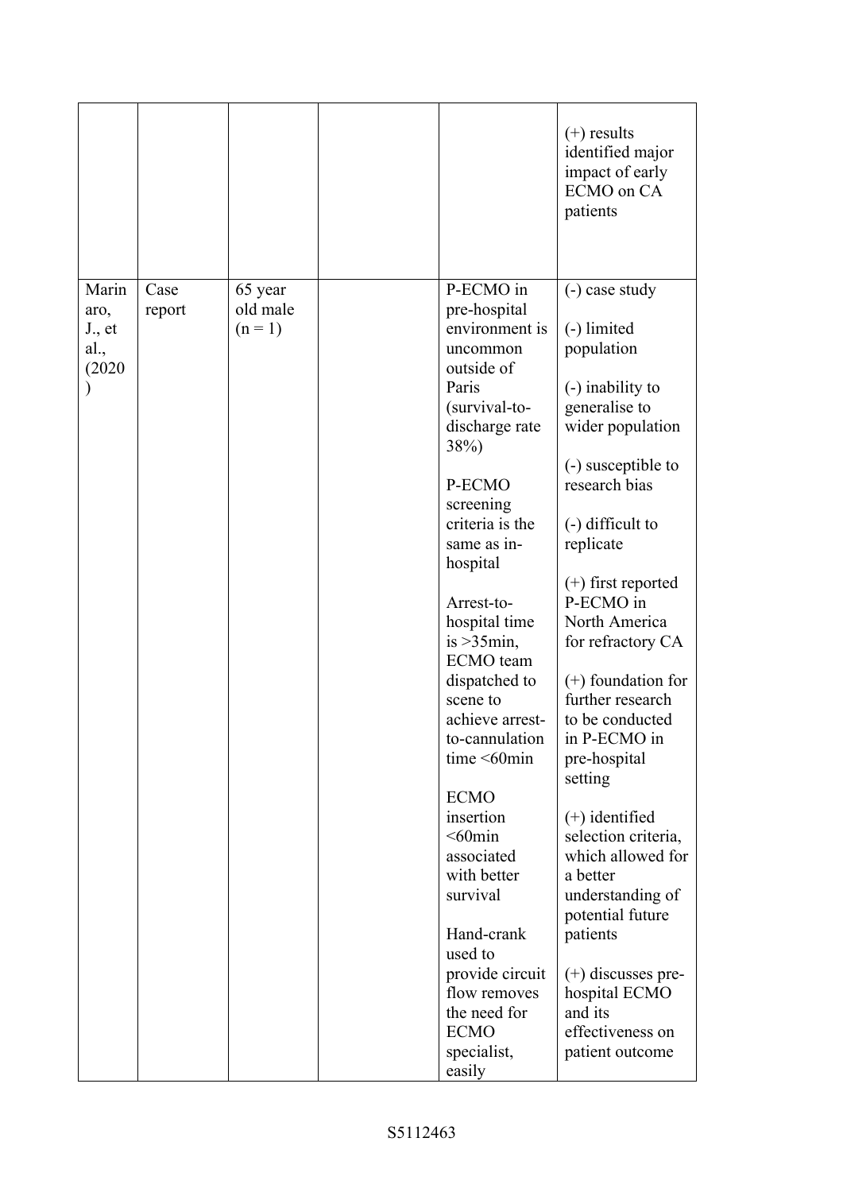| | | | | | |
|---|---|---|---|---|---|
| | | | | | (+) results identified major impact of early ECMO on CA patients |
| Marinaro, J., et al., (2020) | Case report | 65 year old male (n = 1) | | P-ECMO in pre-hospital environment is uncommon outside of Paris (survival-to-discharge rate 38%)<br><br>P-ECMO screening criteria is the same as in-hospital<br><br>Arrest-to-hospital time is >35min, ECMO team dispatched to scene to achieve arrest-to-cannulation time <60min<br><br>ECMO insertion <60min associated with better survival<br><br>Hand-crank used to provide circuit flow removes the need for ECMO specialist, easily | (-) case study<br><br>(-) limited population<br><br>(-) inability to generalise to wider population<br><br>(-) susceptible to research bias<br><br>(-) difficult to replicate<br><br>(+) first reported P-ECMO in North America for refractory CA<br><br>(+) foundation for further research to be conducted in P-ECMO in pre-hospital setting<br><br>(+) identified selection criteria, which allowed for a better understanding of potential future patients<br><br>(+) discusses pre-hospital ECMO and its effectiveness on patient outcome |

S5112463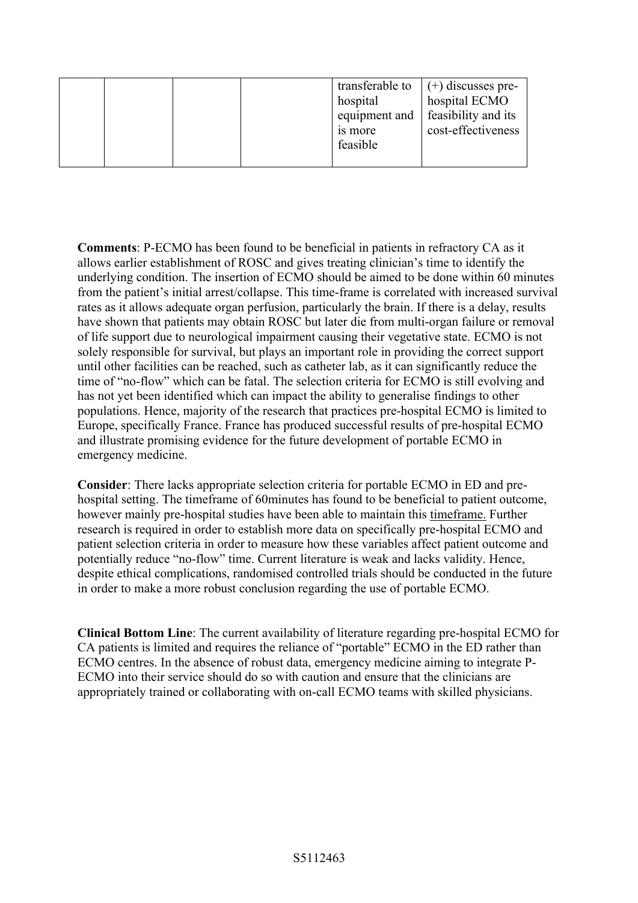| | | | | | |
|---|---|---|---|---|---|
| | | | | transferable to hospital equipment and is more feasible | (+) discusses pre-hospital ECMO feasibility and its cost-effectiveness |

**Comments**: P-ECMO has been found to be beneficial in patients in refractory CA as it allows earlier establishment of ROSC and gives treating clinician's time to identify the underlying condition. The insertion of ECMO should be aimed to be done within 60 minutes from the patient's initial arrest/collapse. This time-frame is correlated with increased survival rates as it allows adequate organ perfusion, particularly the brain. If there is a delay, results have shown that patients may obtain ROSC but later die from multi-organ failure or removal of life support due to neurological impairment causing their vegetative state. ECMO is not solely responsible for survival, but plays an important role in providing the correct support until other facilities can be reached, such as catheter lab, as it can significantly reduce the time of "no-flow" which can be fatal. The selection criteria for ECMO is still evolving and has not yet been identified which can impact the ability to generalise findings to other populations. Hence, majority of the research that practices pre-hospital ECMO is limited to Europe, specifically France. France has produced successful results of pre-hospital ECMO and illustrate promising evidence for the future development of portable ECMO in emergency medicine.

**Consider**: There lacks appropriate selection criteria for portable ECMO in ED and pre-hospital setting. The timeframe of 60minutes has found to be beneficial to patient outcome, however mainly pre-hospital studies have been able to maintain this timeframe. Further research is required in order to establish more data on specifically pre-hospital ECMO and patient selection criteria in order to measure how these variables affect patient outcome and potentially reduce "no-flow" time. Current literature is weak and lacks validity. Hence, despite ethical complications, randomised controlled trials should be conducted in the future in order to make a more robust conclusion regarding the use of portable ECMO.

**Clinical Bottom Line**: The current availability of literature regarding pre-hospital ECMO for CA patients is limited and requires the reliance of "portable" ECMO in the ED rather than ECMO centres. In the absence of robust data, emergency medicine aiming to integrate P-ECMO into their service should do so with caution and ensure that the clinicians are appropriately trained or collaborating with on-call ECMO teams with skilled physicians.